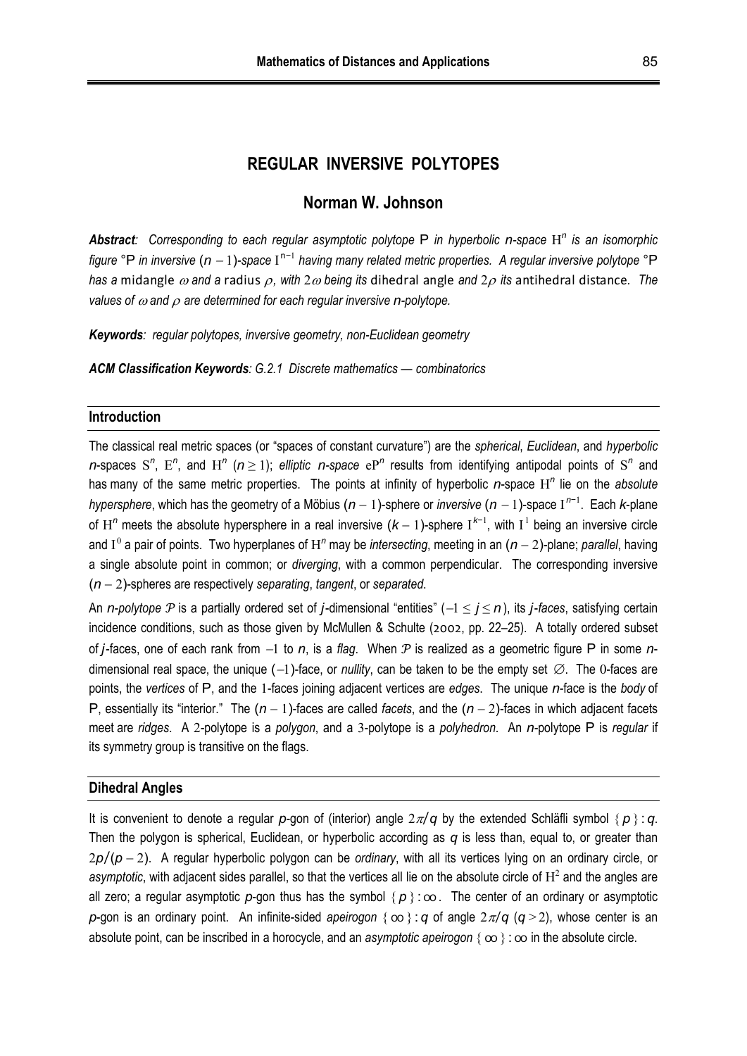# REGULAR INVERSIVE POLYTOPES

## Norman W. Johnson

***Abstract**: Corresponding to each regular asymptotic polytope* P *in hyperbolic n-space* $\mathrm{H}^n$ *is an isomorphic figure* °P *in inversive* $(n-1)$*-space* $\mathrm{I}^{n-1}$ *having many related metric properties. A regular inversive polytope* °P *has a* midangle $\omega$ *and a* radius $\rho$*, with* $2\omega$ *being its* dihedral angle *and* $2\rho$ *its* antihedral distance*. The values of* $\omega$ *and* $\rho$ *are determined for each regular inversive n-polytope.*

***Keywords**: regular polytopes, inversive geometry, non-Euclidean geometry*

***ACM Classification Keywords**: G.2.1 Discrete mathematics — combinatorics*

### Introduction

The classical real metric spaces (or "spaces of constant curvature") are the *spherical*, *Euclidean*, and *hyperbolic* *n*-spaces $\mathrm{S}^n$, $\mathrm{E}^n$, and $\mathrm{H}^n$ $(n \geq 1)$; *elliptic n-space* $\mathrm{eP}^n$ results from identifying antipodal points of $\mathrm{S}^n$ and has many of the same metric properties. The points at infinity of hyperbolic *n*-space $\mathrm{H}^n$ lie on the *absolute hypersphere*, which has the geometry of a Möbius $(n-1)$-sphere or *inversive* $(n-1)$-space $\mathrm{I}^{n-1}$. Each *k*-plane of $\mathrm{H}^n$ meets the absolute hypersphere in a real inversive $(k-1)$-sphere $\mathrm{I}^{k-1}$, with $\mathrm{I}^1$ being an inversive circle and $\mathrm{I}^0$ a pair of points. Two hyperplanes of $\mathrm{H}^n$ may be *intersecting*, meeting in an $(n-2)$-plane; *parallel*, having a single absolute point in common; or *diverging*, with a common perpendicular. The corresponding inversive $(n-2)$-spheres are respectively *separating*, *tangent*, or *separated*.

An *n-polytope* $\mathcal{P}$ is a partially ordered set of *j*-dimensional "entities" $(-1 \leq j \leq n)$, its *j-faces*, satisfying certain incidence conditions, such as those given by McMullen & Schulte (2002, pp. 22–25). A totally ordered subset of *j*-faces, one of each rank from $-1$ to *n*, is a *flag*. When $\mathcal{P}$ is realized as a geometric figure P in some *n*-dimensional real space, the unique $(-1)$-face, or *nullity*, can be taken to be the empty set $\varnothing$. The 0-faces are points, the *vertices* of P, and the 1-faces joining adjacent vertices are *edges*. The unique *n*-face is the *body* of P, essentially its "interior." The $(n-1)$-faces are called *facets*, and the $(n-2)$-faces in which adjacent facets meet are *ridges*. A 2-polytope is a *polygon*, and a 3-polytope is a *polyhedron*. An *n*-polytope P is *regular* if its symmetry group is transitive on the flags.

### Dihedral Angles

It is convenient to denote a regular *p*-gon of (interior) angle $2\pi/q$ by the extended Schläfli symbol $\{p\} : q$. Then the polygon is spherical, Euclidean, or hyperbolic according as *q* is less than, equal to, or greater than $2p/(p-2)$. A regular hyperbolic polygon can be *ordinary*, with all its vertices lying on an ordinary circle, or *asymptotic*, with adjacent sides parallel, so that the vertices all lie on the absolute circle of $\mathrm{H}^2$ and the angles are all zero; a regular asymptotic *p*-gon thus has the symbol $\{p\} : \infty$. The center of an ordinary or asymptotic *p*-gon is an ordinary point. An infinite-sided *apeirogon* $\{\infty\} : q$ of angle $2\pi/q$ $(q > 2)$, whose center is an absolute point, can be inscribed in a horocycle, and an *asymptotic apeirogon* $\{\infty\} : \infty$ in the absolute circle.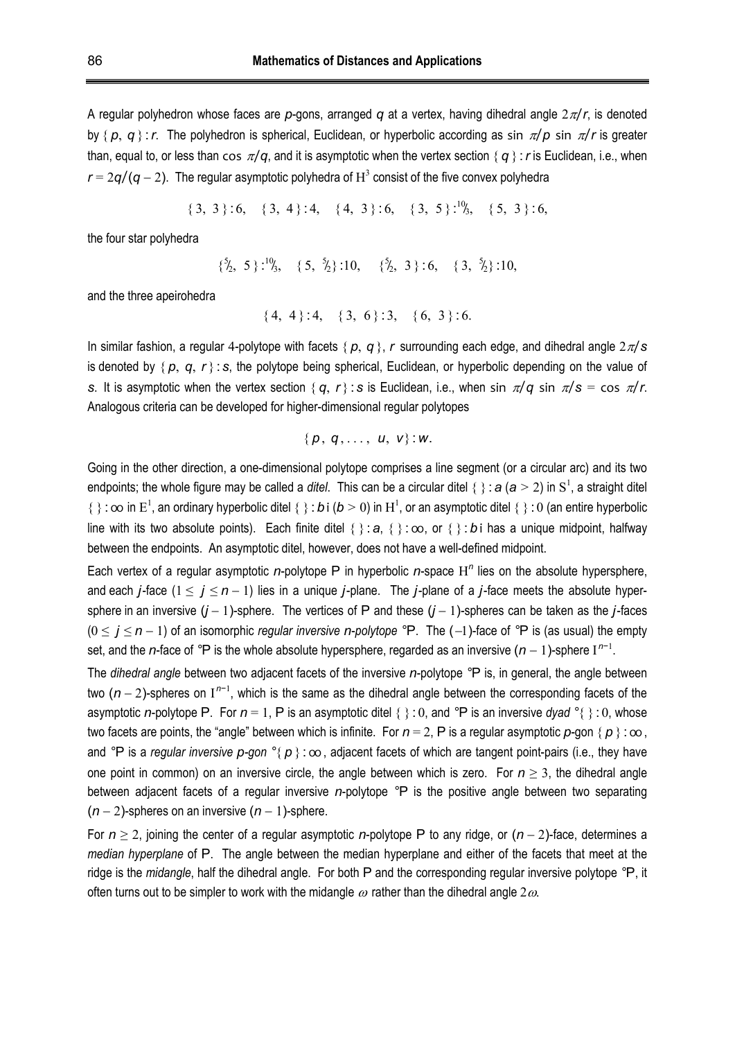A regular polyhedron whose faces are $p$-gons, arranged $q$ at a vertex, having dihedral angle $2\pi/r$, is denoted by $\{p, q\}:r$. The polyhedron is spherical, Euclidean, or hyperbolic according as $\sin \pi/p \sin \pi/r$ is greater than, equal to, or less than $\cos \pi/q$, and it is asymptotic when the vertex section $\{q\}:r$ is Euclidean, i.e., when $r = 2q/(q-2)$. The regular asymptotic polyhedra of $\mathrm{H}^3$ consist of the five convex polyhedra

$$\{3, 3\}:6, \quad \{3, 4\}:4, \quad \{4, 3\}:6, \quad \{3, 5\}:{}^{10}\!/\!_3, \quad \{5, 3\}:6,$$

the four star polyhedra

$$\{{}^5\!/\!_2, 5\}:{}^{10}\!/\!_3, \quad \{5, {}^5\!/\!_2\}:10, \quad \{{}^5\!/\!_2, 3\}:6, \quad \{3, {}^5\!/\!_2\}:10,$$

and the three apeirohedra

$$\{4, 4\}:4, \quad \{3, 6\}:3, \quad \{6, 3\}:6.$$

In similar fashion, a regular 4-polytope with facets $\{p, q\}$, $r$ surrounding each edge, and dihedral angle $2\pi/s$ is denoted by $\{p, q, r\}:s$, the polytope being spherical, Euclidean, or hyperbolic depending on the value of $s$. It is asymptotic when the vertex section $\{q, r\}:s$ is Euclidean, i.e., when $\sin \pi/q \sin \pi/s = \cos \pi/r$. Analogous criteria can be developed for higher-dimensional regular polytopes

$$\{p, q, \ldots, u, v\}:w.$$

Going in the other direction, a one-dimensional polytope comprises a line segment (or a circular arc) and its two endpoints; the whole figure may be called a *ditel*. This can be a circular ditel $\{\,\}:a$ $(a > 2)$ in $\mathrm{S}^1$, a straight ditel $\{\,\}:\infty$ in $\mathrm{E}^1$, an ordinary hyperbolic ditel $\{\,\}:b\,i$ $(b > 0)$ in $\mathrm{H}^1$, or an asymptotic ditel $\{\,\}:0$ (an entire hyperbolic line with its two absolute points). Each finite ditel $\{\,\}:a$, $\{\,\}:\infty$, or $\{\,\}:b\,i$ has a unique midpoint, halfway between the endpoints. An asymptotic ditel, however, does not have a well-defined midpoint.

Each vertex of a regular asymptotic $n$-polytope $\mathrm{P}$ in hyperbolic $n$-space $\mathrm{H}^n$ lies on the absolute hypersphere, and each $j$-face $(1 \le j \le n-1)$ lies in a unique $j$-plane. The $j$-plane of a $j$-face meets the absolute hypersphere in an inversive $(j-1)$-sphere. The vertices of $\mathrm{P}$ and these $(j-1)$-spheres can be taken as the $j$-faces $(0 \le j \le n-1)$ of an isomorphic *regular inversive n-polytope* $°\mathrm{P}$. The $(-1)$-face of $°\mathrm{P}$ is (as usual) the empty set, and the $n$-face of $°\mathrm{P}$ is the whole absolute hypersphere, regarded as an inversive $(n-1)$-sphere $\mathrm{I}^{n-1}$.

The *dihedral angle* between two adjacent facets of the inversive $n$-polytope $°\mathrm{P}$ is, in general, the angle between two $(n-2)$-spheres on $\mathrm{I}^{n-1}$, which is the same as the dihedral angle between the corresponding facets of the asymptotic $n$-polytope $\mathrm{P}$. For $n = 1$, $\mathrm{P}$ is an asymptotic ditel $\{\,\}:0$, and $°\mathrm{P}$ is an inversive *dyad* $°\{\,\}:0$, whose two facets are points, the "angle" between which is infinite. For $n = 2$, $\mathrm{P}$ is a regular asymptotic $p$-gon $\{p\}:\infty$, and $°\mathrm{P}$ is a *regular inversive p-gon* $°\{p\}:\infty$, adjacent facets of which are tangent point-pairs (i.e., they have one point in common) on an inversive circle, the angle between which is zero. For $n \ge 3$, the dihedral angle between adjacent facets of a regular inversive $n$-polytope $°\mathrm{P}$ is the positive angle between two separating $(n-2)$-spheres on an inversive $(n-1)$-sphere.

For $n \ge 2$, joining the center of a regular asymptotic $n$-polytope $\mathrm{P}$ to any ridge, or $(n-2)$-face, determines a *median hyperplane* of $\mathrm{P}$. The angle between the median hyperplane and either of the facets that meet at the ridge is the *midangle*, half the dihedral angle. For both $\mathrm{P}$ and the corresponding regular inversive polytope $°\mathrm{P}$, it often turns out to be simpler to work with the midangle $\omega$ rather than the dihedral angle $2\omega$.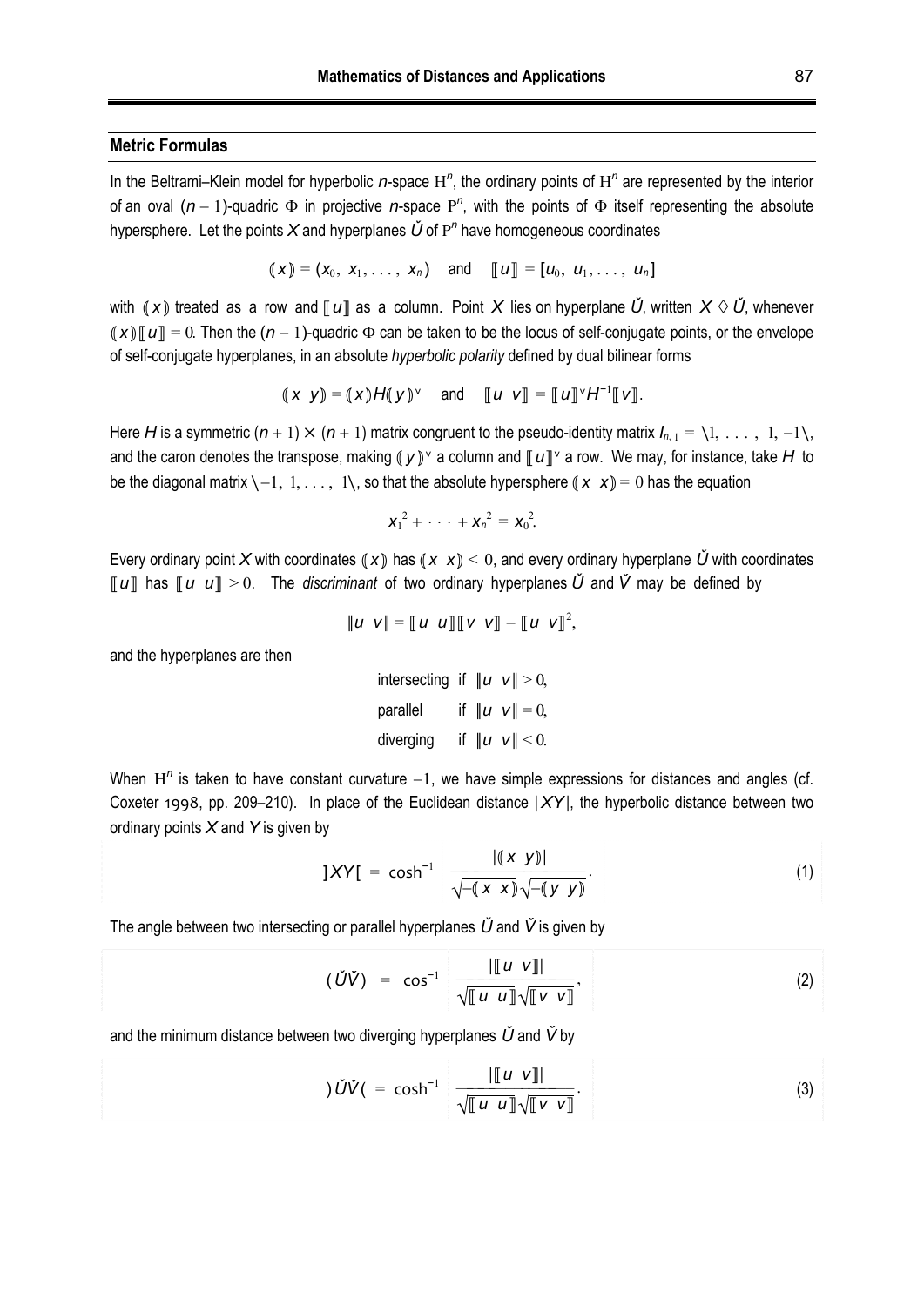## Metric Formulas

In the Beltrami–Klein model for hyperbolic $n$-space $\mathrm{H}^n$, the ordinary points of $\mathrm{H}^n$ are represented by the interior of an oval $(n-1)$-quadric $\Phi$ in projective $n$-space $\mathrm{P}^n$, with the points of $\Phi$ itself representing the absolute hypersphere. Let the points $X$ and hyperplanes $\check{U}$ of $\mathrm{P}^n$ have homogeneous coordinates

$$(\!(x)\!) = (x_0,\ x_1, \ldots,\ x_n) \quad \text{and} \quad [\![u]\!] = [u_0,\ u_1, \ldots,\ u_n]$$

with $(\!(x)\!)$ treated as a row and $[\![u]\!]$ as a column. Point $X$ lies on hyperplane $\check{U}$, written $X \diamond \check{U}$, whenever $(\!(x)\!)[\![u]\!] = 0$. Then the $(n-1)$-quadric $\Phi$ can be taken to be the locus of self-conjugate points, or the envelope of self-conjugate hyperplanes, in an absolute *hyperbolic polarity* defined by dual bilinear forms

$$(\!(x\ y)\!) = (\!(x)\!)H(\!(y)\!)^{\vee} \quad \text{and} \quad [\![u\ v]\!] = [\![u]\!]^{\vee}H^{-1}[\![v]\!].$$

Here $H$ is a symmetric $(n+1)\times(n+1)$ matrix congruent to the pseudo-identity matrix $I_{n,1} = \backslash 1, \ldots, 1, -1\backslash$, and the caron denotes the transpose, making $(\!(y)\!)^{\vee}$ a column and $[\![u]\!]^{\vee}$ a row. We may, for instance, take $H$ to be the diagonal matrix $\backslash -1,\ 1, \ldots,\ 1\backslash$, so that the absolute hypersphere $(\!(x\ x)\!) = 0$ has the equation

$$x_1^{\,2} + \cdots + x_n^{\,2} = x_0^{\,2}.$$

Every ordinary point $X$ with coordinates $(\!(x)\!)$ has $(\!(x\ x)\!) < 0$, and every ordinary hyperplane $\check{U}$ with coordinates $[\![u]\!]$ has $[\![u\ u]\!] > 0$. The *discriminant* of two ordinary hyperplanes $\check{U}$ and $\check{V}$ may be defined by

$$\|u\ v\| = [\![u\ u]\!][\![v\ v]\!] - [\![u\ v]\!]^2,$$

and the hyperplanes are then

| | |
|---|---|
| intersecting | if $\|u\ v\| > 0$, |
| parallel | if $\|u\ v\| = 0$, |
| diverging | if $\|u\ v\| < 0$. |

When $\mathrm{H}^n$ is taken to have constant curvature $-1$, we have simple expressions for distances and angles (cf. Coxeter 1998, pp. 209–210). In place of the Euclidean distance $|XY|$, the hyperbolic distance between two ordinary points $X$ and $Y$ is given by

$$]XY[\ = \cosh^{-1} \frac{|(\!(x\ y)\!)|}{\sqrt{-(\!(x\ x)\!)}\sqrt{-(\!(y\ y)\!)}}. \tag{1}$$

The angle between two intersecting or parallel hyperplanes $\check{U}$ and $\check{V}$ is given by

$$(\check{U}\check{V}) = \cos^{-1} \frac{|[\![u\ v]\!]|}{\sqrt{[\![u\ u]\!]}\sqrt{[\![v\ v]\!]}}, \tag{2}$$

and the minimum distance between two diverging hyperplanes $\check{U}$ and $\check{V}$ by

$$)\check{U}\check{V}(\ = \cosh^{-1} \frac{|[\![u\ v]\!]|}{\sqrt{[\![u\ u]\!]}\sqrt{[\![v\ v]\!]}}. \tag{3}$$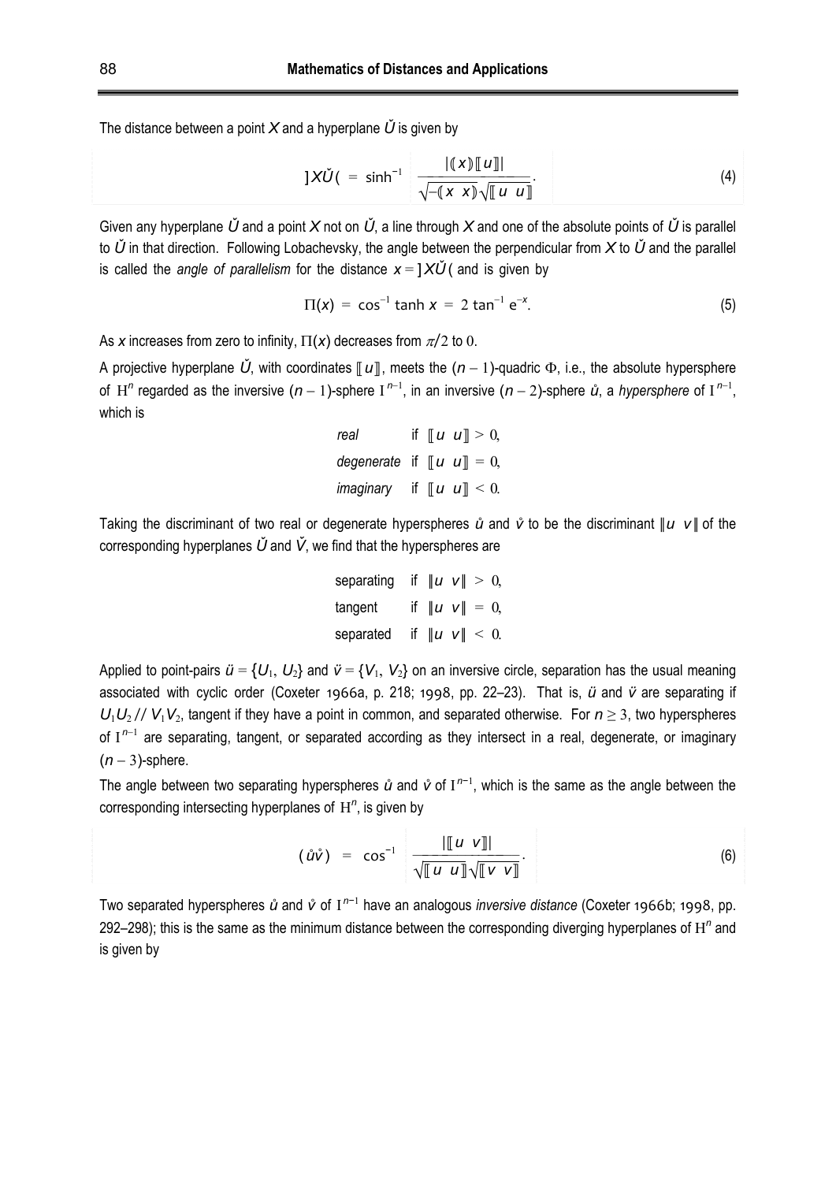The distance between a point $X$ and a hyperplane $\breve{U}$ is given by

$$]X\breve{U}( \;=\; \sinh^{-1} \frac{|(\!(x)\!)[\![u]\!]|}{\sqrt{-(\!(x\ \ x)\!)}\sqrt{[\![u\ \ u]\!]}}. \tag{4}$$

Given any hyperplane $\breve{U}$ and a point $X$ not on $\breve{U}$, a line through $X$ and one of the absolute points of $\breve{U}$ is parallel to $\breve{U}$ in that direction. Following Lobachevsky, the angle between the perpendicular from $X$ to $\breve{U}$ and the parallel is called the *angle of parallelism* for the distance $x = ]X\breve{U}($ and is given by

$$\Pi(x) \;=\; \cos^{-1} \tanh x \;=\; 2 \tan^{-1} e^{-x}. \tag{5}$$

As $x$ increases from zero to infinity, $\Pi(x)$ decreases from $\pi/2$ to $0$.

A projective hyperplane $\breve{U}$, with coordinates $[\![u]\!]$, meets the $(n-1)$-quadric $\Phi$, i.e., the absolute hypersphere of $\mathrm{H}^n$ regarded as the inversive $(n-1)$-sphere $\mathrm{I}^{n-1}$, in an inversive $(n-2)$-sphere $\mathring{u}$, a *hypersphere* of $\mathrm{I}^{n-1}$, which is

*real* if $[\![u\ \ u]\!] > 0$,
*degenerate* if $[\![u\ \ u]\!] = 0$,
*imaginary* if $[\![u\ \ u]\!] < 0$.

Taking the discriminant of two real or degenerate hyperspheres $\mathring{u}$ and $\mathring{v}$ to be the discriminant $\|u\ \ v\|$ of the corresponding hyperplanes $\breve{U}$ and $\breve{V}$, we find that the hyperspheres are

separating if $\|u\ \ v\| > 0$,
tangent if $\|u\ \ v\| = 0$,
separated if $\|u\ \ v\| < 0$.

Applied to point-pairs $\ddot{u} = \{U_1, U_2\}$ and $\ddot{v} = \{V_1, V_2\}$ on an inversive circle, separation has the usual meaning associated with cyclic order (Coxeter 1966a, p. 218; 1998, pp. 22–23). That is, $\ddot{u}$ and $\ddot{v}$ are separating if $U_1U_2 \,//\, V_1V_2$, tangent if they have a point in common, and separated otherwise. For $n \geq 3$, two hyperspheres of $\mathrm{I}^{n-1}$ are separating, tangent, or separated according as they intersect in a real, degenerate, or imaginary $(n-3)$-sphere.

The angle between two separating hyperspheres $\mathring{u}$ and $\mathring{v}$ of $\mathrm{I}^{n-1}$, which is the same as the angle between the corresponding intersecting hyperplanes of $\mathrm{H}^n$, is given by

$$(\mathring{u}\mathring{v}) \;=\; \cos^{-1} \frac{|[\![u\ \ v]\!]|}{\sqrt{[\![u\ \ u]\!]}\sqrt{[\![v\ \ v]\!]}}. \tag{6}$$

Two separated hyperspheres $\mathring{u}$ and $\mathring{v}$ of $\mathrm{I}^{n-1}$ have an analogous *inversive distance* (Coxeter 1966b; 1998, pp. 292–298); this is the same as the minimum distance between the corresponding diverging hyperplanes of $\mathrm{H}^n$ and is given by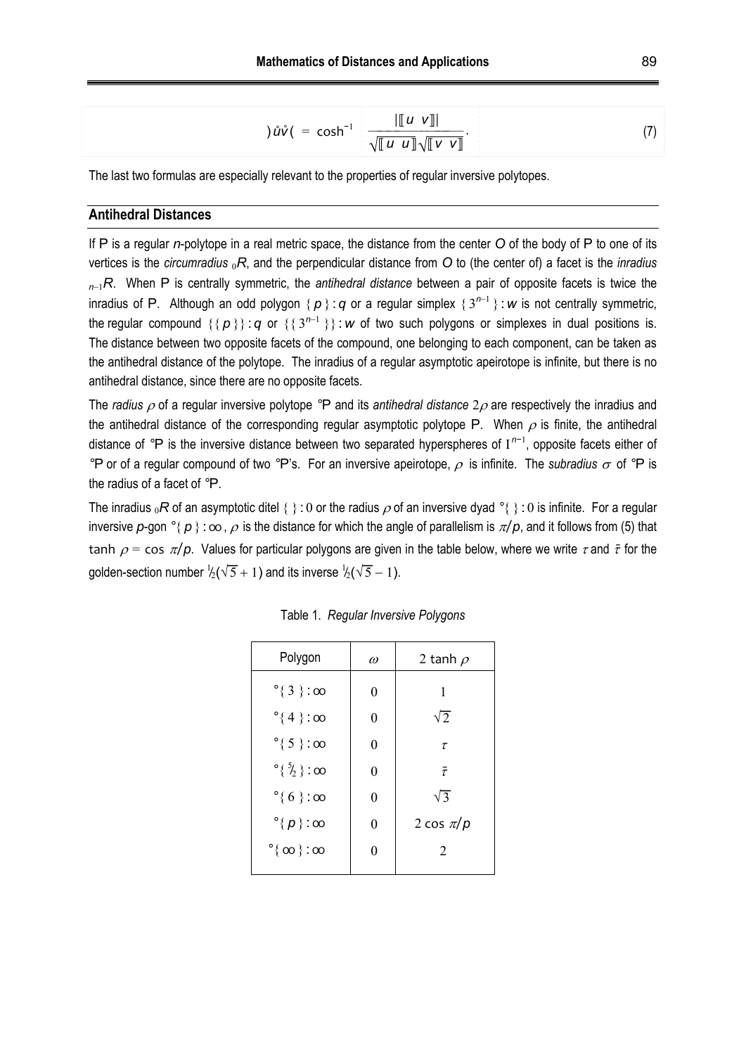$$)\mathring{u}\mathring{v}( \;=\; \cosh^{-1} \frac{|[\![u \;\; v]\!]|}{\sqrt{[\![u \;\; u]\!]}\sqrt{[\![v \;\; v]\!]}}. \tag{7}$$

The last two formulas are especially relevant to the properties of regular inversive polytopes.

## Antihedral Distances

If P is a regular *n*-polytope in a real metric space, the distance from the center *O* of the body of P to one of its vertices is the *circumradius* ${}_0R$, and the perpendicular distance from *O* to (the center of) a facet is the *inradius* ${}_{n-1}R$. When P is centrally symmetric, the *antihedral distance* between a pair of opposite facets is twice the inradius of P. Although an odd polygon $\{\,p\,\}:q$ or a regular simplex $\{\,3^{n-1}\,\}:w$ is not centrally symmetric, the regular compound $\{\{\,p\,\}\}:q$ or $\{\{\,3^{n-1}\,\}\}:w$ of two such polygons or simplexes in dual positions is. The distance between two opposite facets of the compound, one belonging to each component, can be taken as the antihedral distance of the polytope. The inradius of a regular asymptotic apeirotope is infinite, but there is no antihedral distance, since there are no opposite facets.

The *radius* $\rho$ of a regular inversive polytope °P and its *antihedral distance* $2\rho$ are respectively the inradius and the antihedral distance of the corresponding regular asymptotic polytope P. When $\rho$ is finite, the antihedral distance of °P is the inversive distance between two separated hyperspheres of $\mathrm{I}^{n-1}$, opposite facets either of °P or of a regular compound of two °P's. For an inversive apeirotope, $\rho$ is infinite. The *subradius* $\sigma$ of °P is the radius of a facet of °P.

The inradius ${}_0R$ of an asymptotic ditel $\{\,\}:0$ or the radius $\rho$ of an inversive dyad $°\{\,\}:0$ is infinite. For a regular inversive *p*-gon $°\{\,p\,\}:\infty$, $\rho$ is the distance for which the angle of parallelism is $\pi/p$, and it follows from (5) that $\tanh\,\rho = \cos\,\pi/p$. Values for particular polygons are given in the table below, where we write $\tau$ and $\bar{\tau}$ for the golden-section number $\frac{1}{2}(\sqrt{5}+1)$ and its inverse $\frac{1}{2}(\sqrt{5}-1)$.

Table 1. *Regular Inversive Polygons*

| Polygon | $\omega$ | $2\tanh\rho$ |
|---|---|---|
| $°\{\,3\,\}:\infty$ | 0 | 1 |
| $°\{\,4\,\}:\infty$ | 0 | $\sqrt{2}$ |
| $°\{\,5\,\}:\infty$ | 0 | $\tau$ |
| $°\{\,\frac{5}{2}\,\}:\infty$ | 0 | $\bar{\tau}$ |
| $°\{\,6\,\}:\infty$ | 0 | $\sqrt{3}$ |
| $°\{\,p\,\}:\infty$ | 0 | $2\cos\,\pi/p$ |
| $°\{\,\infty\,\}:\infty$ | 0 | 2 |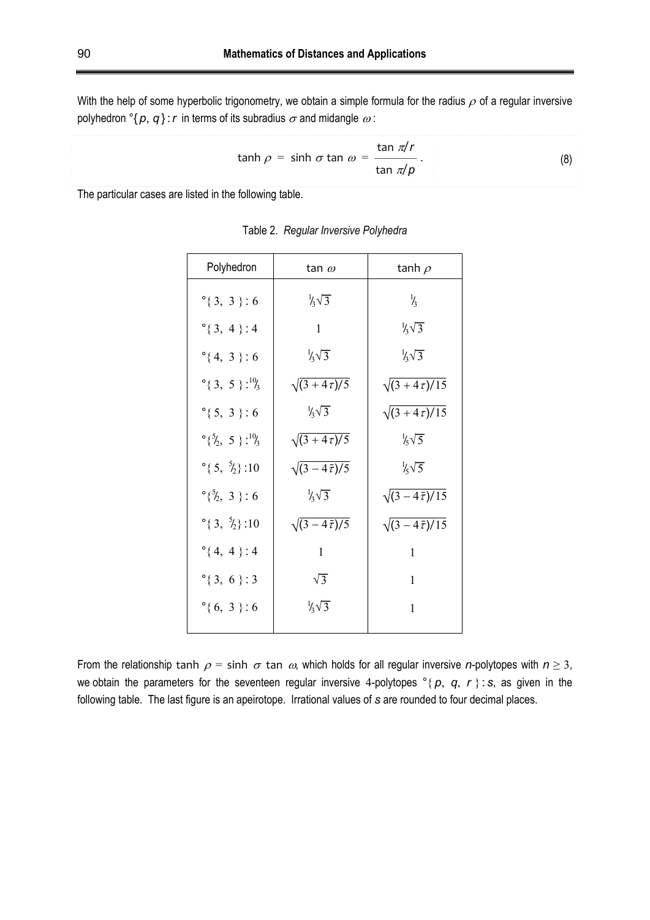With the help of some hyperbolic trigonometry, we obtain a simple formula for the radius $\rho$ of a regular inversive polyhedron $°\{p, q\} : r$ in terms of its subradius $\sigma$ and midangle $\omega$:

$$\tanh \rho = \sinh \sigma \tan \omega = \frac{\tan \pi/r}{\tan \pi/p}. \tag{8}$$

The particular cases are listed in the following table.

Table 2. *Regular Inversive Polyhedra*

| Polyhedron | $\tan \omega$ | $\tanh \rho$ |
|---|---|---|
| $°\{3, 3\} : 6$ | $\frac{1}{3}\sqrt{3}$ | $\frac{1}{3}$ |
| $°\{3, 4\} : 4$ | $1$ | $\frac{1}{3}\sqrt{3}$ |
| $°\{4, 3\} : 6$ | $\frac{1}{3}\sqrt{3}$ | $\frac{1}{3}\sqrt{3}$ |
| $°\{3, 5\} : \frac{10}{3}$ | $\sqrt{(3+4\tau)/5}$ | $\sqrt{(3+4\tau)/15}$ |
| $°\{5, 3\} : 6$ | $\frac{1}{3}\sqrt{3}$ | $\sqrt{(3+4\tau)/15}$ |
| $°\{\frac{5}{2}, 5\} : \frac{10}{3}$ | $\sqrt{(3+4\tau)/5}$ | $\frac{1}{5}\sqrt{5}$ |
| $°\{5, \frac{5}{2}\} : 10$ | $\sqrt{(3-4\bar{\tau})/5}$ | $\frac{1}{5}\sqrt{5}$ |
| $°\{\frac{5}{2}, 3\} : 6$ | $\frac{1}{3}\sqrt{3}$ | $\sqrt{(3-4\bar{\tau})/15}$ |
| $°\{3, \frac{5}{2}\} : 10$ | $\sqrt{(3-4\bar{\tau})/5}$ | $\sqrt{(3-4\bar{\tau})/15}$ |
| $°\{4, 4\} : 4$ | $1$ | $1$ |
| $°\{3, 6\} : 3$ | $\sqrt{3}$ | $1$ |
| $°\{6, 3\} : 6$ | $\frac{1}{3}\sqrt{3}$ | $1$ |

From the relationship $\tanh \rho = \sinh \sigma \tan \omega$, which holds for all regular inversive $n$-polytopes with $n \geq 3$, we obtain the parameters for the seventeen regular inversive 4-polytopes $°\{p, q, r\} : s$, as given in the following table. The last figure is an apeirotope. Irrational values of $s$ are rounded to four decimal places.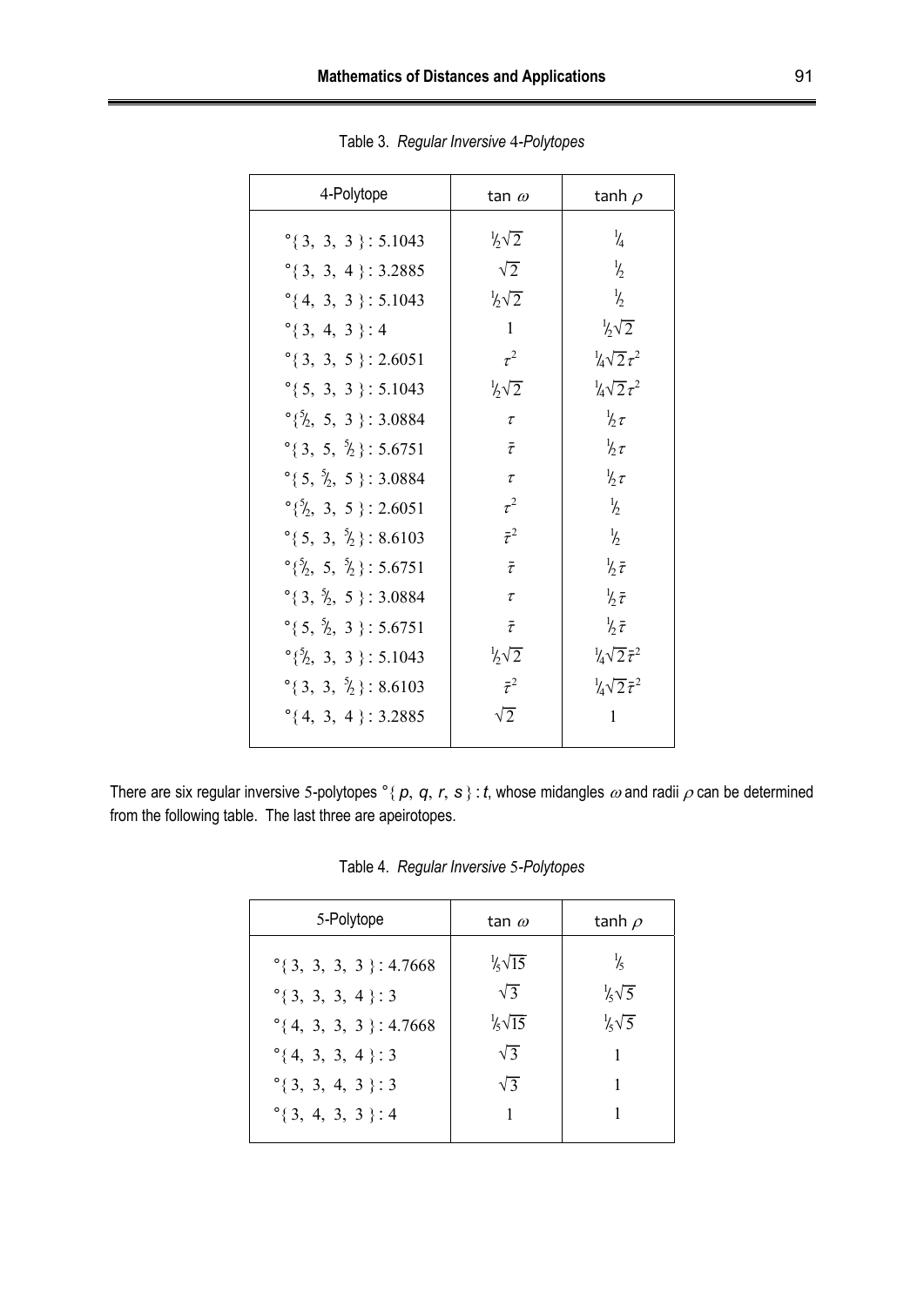Table 3. *Regular Inversive 4-Polytopes*

| 4-Polytope | $\tan\,\omega$ | $\tanh\,\rho$ |
|---|---|---|
| $°\{3,\ 3,\ 3\} : 5.1043$ | $\tfrac{1}{2}\sqrt{2}$ | $\tfrac{1}{4}$ |
| $°\{3,\ 3,\ 4\} : 3.2885$ | $\sqrt{2}$ | $\tfrac{1}{2}$ |
| $°\{4,\ 3,\ 3\} : 5.1043$ | $\tfrac{1}{2}\sqrt{2}$ | $\tfrac{1}{2}$ |
| $°\{3,\ 4,\ 3\} : 4$ | $1$ | $\tfrac{1}{2}\sqrt{2}$ |
| $°\{3,\ 3,\ 5\} : 2.6051$ | $\tau^2$ | $\tfrac{1}{4}\sqrt{2}\,\tau^2$ |
| $°\{5,\ 3,\ 3\} : 5.1043$ | $\tfrac{1}{2}\sqrt{2}$ | $\tfrac{1}{4}\sqrt{2}\,\tau^2$ |
| $°\{\tfrac{5}{2},\ 5,\ 3\} : 3.0884$ | $\tau$ | $\tfrac{1}{2}\tau$ |
| $°\{3,\ 5,\ \tfrac{5}{2}\} : 5.6751$ | $\bar{\tau}$ | $\tfrac{1}{2}\tau$ |
| $°\{5,\ \tfrac{5}{2},\ 5\} : 3.0884$ | $\tau$ | $\tfrac{1}{2}\tau$ |
| $°\{\tfrac{5}{2},\ 3,\ 5\} : 2.6051$ | $\tau^2$ | $\tfrac{1}{2}$ |
| $°\{5,\ 3,\ \tfrac{5}{2}\} : 8.6103$ | $\bar{\tau}^2$ | $\tfrac{1}{2}$ |
| $°\{\tfrac{5}{2},\ 5,\ \tfrac{5}{2}\} : 5.6751$ | $\bar{\tau}$ | $\tfrac{1}{2}\bar{\tau}$ |
| $°\{3,\ \tfrac{5}{2},\ 5\} : 3.0884$ | $\tau$ | $\tfrac{1}{2}\bar{\tau}$ |
| $°\{5,\ \tfrac{5}{2},\ 3\} : 5.6751$ | $\bar{\tau}$ | $\tfrac{1}{2}\bar{\tau}$ |
| $°\{\tfrac{5}{2},\ 3,\ 3\} : 5.1043$ | $\tfrac{1}{2}\sqrt{2}$ | $\tfrac{1}{4}\sqrt{2}\,\bar{\tau}^2$ |
| $°\{3,\ 3,\ \tfrac{5}{2}\} : 8.6103$ | $\bar{\tau}^2$ | $\tfrac{1}{4}\sqrt{2}\,\bar{\tau}^2$ |
| $°\{4,\ 3,\ 4\} : 3.2885$ | $\sqrt{2}$ | $1$ |

There are six regular inversive 5-polytopes $°\{p,\ q,\ r,\ s\} : t$, whose midangles $\omega$ and radii $\rho$ can be determined from the following table. The last three are apeirotopes.

Table 4. *Regular Inversive 5-Polytopes*

| 5-Polytope | $\tan\,\omega$ | $\tanh\,\rho$ |
|---|---|---|
| $°\{3,\ 3,\ 3,\ 3\} : 4.7668$ | $\tfrac{1}{5}\sqrt{15}$ | $\tfrac{1}{5}$ |
| $°\{3,\ 3,\ 3,\ 4\} : 3$ | $\sqrt{3}$ | $\tfrac{1}{5}\sqrt{5}$ |
| $°\{4,\ 3,\ 3,\ 3\} : 4.7668$ | $\tfrac{1}{5}\sqrt{15}$ | $\tfrac{1}{5}\sqrt{5}$ |
| $°\{4,\ 3,\ 3,\ 4\} : 3$ | $\sqrt{3}$ | $1$ |
| $°\{3,\ 3,\ 4,\ 3\} : 3$ | $\sqrt{3}$ | $1$ |
| $°\{3,\ 4,\ 3,\ 3\} : 4$ | $1$ | $1$ |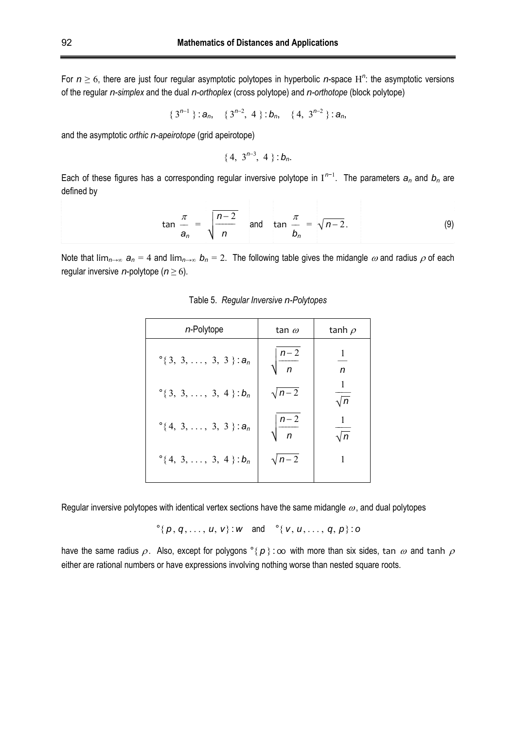For $n \geq 6$, there are just four regular asymptotic polytopes in hyperbolic $n$-space $\mathrm{H}^n$: the asymptotic versions of the regular *n-simplex* and the dual *n-orthoplex* (cross polytope) and *n-orthotope* (block polytope)

$$\{\,3^{n-1}\,\} : a_n, \quad \{\,3^{n-2},\ 4\,\} : b_n, \quad \{\,4,\ 3^{n-2}\,\} : a_n,$$

and the asymptotic *orthic n-apeirotope* (grid apeirotope)

$$\{\,4,\ 3^{n-3},\ 4\,\} : b_n.$$

Each of these figures has a corresponding regular inversive polytope in $\mathrm{I}^{n-1}$. The parameters $a_n$ and $b_n$ are defined by

$$\tan \frac{\pi}{a_n} = \sqrt{\frac{n-2}{n}} \quad \text{and} \quad \tan \frac{\pi}{b_n} = \sqrt{n-2}. \tag{9}$$

Note that $\lim_{n\to\infty} a_n = 4$ and $\lim_{n\to\infty} b_n = 2$. The following table gives the midangle $\omega$ and radius $\rho$ of each regular inversive $n$-polytope ($n \geq 6$).

Table 5. *Regular Inversive n-Polytopes*

| $n$-Polytope | $\tan\,\omega$ | $\tanh\,\rho$ |
|---|---|---|
| $°\{\,3,\ 3,\ \ldots,\ 3,\ 3\,\} : a_n$ | $\sqrt{\frac{n-2}{n}}$ | $\frac{1}{n}$ |
| $°\{\,3,\ 3,\ \ldots,\ 3,\ 4\,\} : b_n$ | $\sqrt{n-2}$ | $\frac{1}{\sqrt{n}}$ |
| $°\{\,4,\ 3,\ \ldots,\ 3,\ 3\,\} : a_n$ | $\sqrt{\frac{n-2}{n}}$ | $\frac{1}{\sqrt{n}}$ |
| $°\{\,4,\ 3,\ \ldots,\ 3,\ 4\,\} : b_n$ | $\sqrt{n-2}$ | $1$ |

Regular inversive polytopes with identical vertex sections have the same midangle $\omega$, and dual polytopes

$$°\{\,p,\,q,\,\ldots,\,u,\,v\} : w \quad \text{and} \quad °\{\,v,\,u,\,\ldots,\,q,\,p\} : o$$

have the same radius $\rho$. Also, except for polygons $°\{\,p\,\} : \infty$ with more than six sides, $\tan\,\omega$ and $\tanh\,\rho$ either are rational numbers or have expressions involving nothing worse than nested square roots.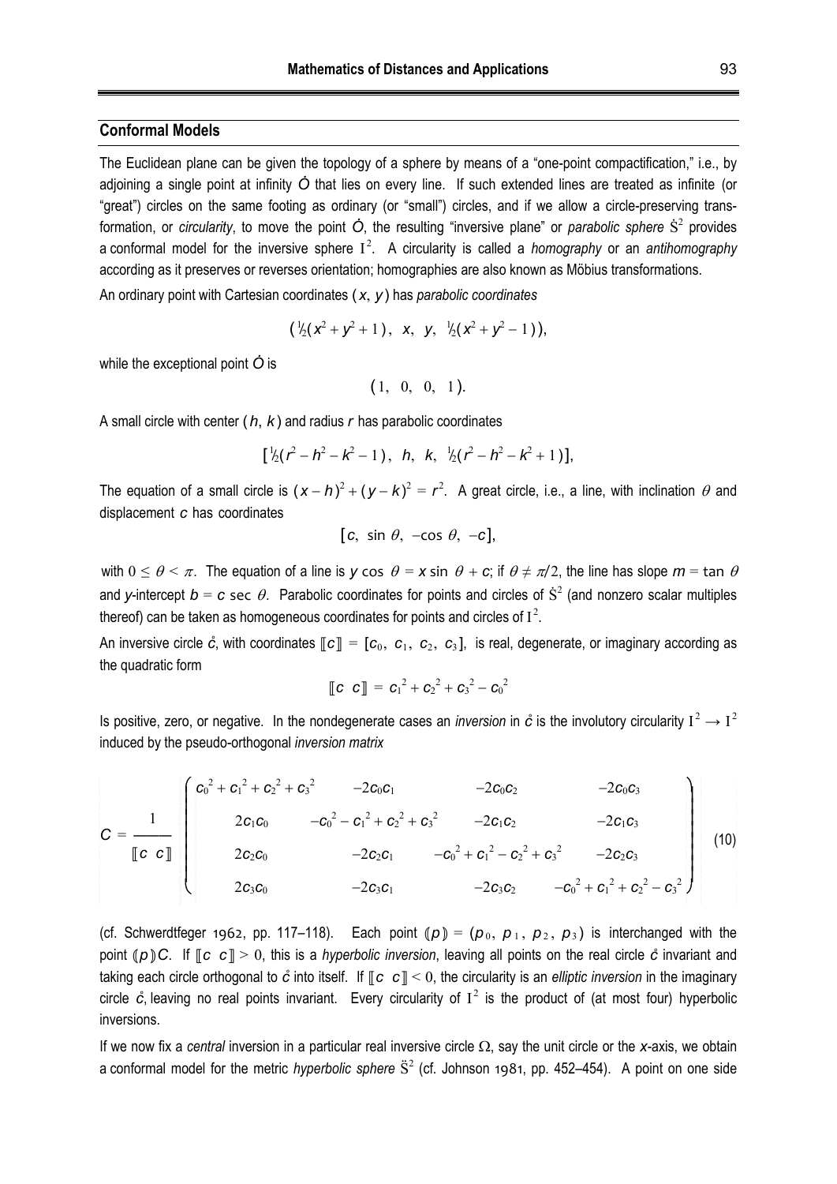## Conformal Models

The Euclidean plane can be given the topology of a sphere by means of a "one-point compactification," i.e., by adjoining a single point at infinity $\dot{O}$ that lies on every line. If such extended lines are treated as infinite (or "great") circles on the same footing as ordinary (or "small") circles, and if we allow a circle-preserving transformation, or *circularity*, to move the point $\dot{O}$, the resulting "inversive plane" or *parabolic sphere* $\dot{\mathrm{S}}^2$ provides a conformal model for the inversive sphere $\mathrm{I}^2$. A circularity is called a *homography* or an *antihomography* according as it preserves or reverses orientation; homographies are also known as Möbius transformations.

An ordinary point with Cartesian coordinates $(x, y)$ has *parabolic coordinates*

$$(\tfrac{1}{2}(x^2 + y^2 + 1),\ \ x,\ \ y,\ \ \tfrac{1}{2}(x^2 + y^2 - 1)),$$

while the exceptional point $\dot{O}$ is

$$(1,\ \ 0,\ \ 0,\ \ 1).$$

A small circle with center $(h, k)$ and radius $r$ has parabolic coordinates

$$[\tfrac{1}{2}(r^2 - h^2 - k^2 - 1),\ \ h,\ \ k,\ \ \tfrac{1}{2}(r^2 - h^2 - k^2 + 1)],$$

The equation of a small circle is $(x - h)^2 + (y - k)^2 = r^2$. A great circle, i.e., a line, with inclination $\theta$ and displacement $c$ has coordinates

$$[c,\ \sin\theta,\ -\cos\theta,\ -c],$$

with $0 \le \theta < \pi$. The equation of a line is $y \cos\theta = x \sin\theta + c$; if $\theta \ne \pi/2$, the line has slope $m = \tan\theta$ and $y$-intercept $b = c \sec\theta$. Parabolic coordinates for points and circles of $\dot{\mathrm{S}}^2$ (and nonzero scalar multiples thereof) can be taken as homogeneous coordinates for points and circles of $\mathrm{I}^2$.

An inversive circle $\mathring{c}$, with coordinates $[\![c]\!] = [c_0,\ c_1,\ c_2,\ c_3]$, is real, degenerate, or imaginary according as the quadratic form

$$[\![c\ \ c]\!] = c_1^{\,2} + c_2^{\,2} + c_3^{\,2} - c_0^{\,2}$$

Is positive, zero, or negative. In the nondegenerate cases an *inversion* in $\mathring{c}$ is the involutory circularity $\mathrm{I}^2 \to \mathrm{I}^2$ induced by the pseudo-orthogonal *inversion matrix*

$$C = \frac{1}{[\![c\ \ c]\!]} \begin{pmatrix} c_0^{\,2} + c_1^{\,2} + c_2^{\,2} + c_3^{\,2} & -2c_0c_1 & -2c_0c_2 & -2c_0c_3 \\ 2c_1c_0 & -c_0^{\,2} - c_1^{\,2} + c_2^{\,2} + c_3^{\,2} & -2c_1c_2 & -2c_1c_3 \\ 2c_2c_0 & -2c_2c_1 & -c_0^{\,2} + c_1^{\,2} - c_2^{\,2} + c_3^{\,2} & -2c_2c_3 \\ 2c_3c_0 & -2c_3c_1 & -2c_3c_2 & -c_0^{\,2} + c_1^{\,2} + c_2^{\,2} - c_3^{\,2} \end{pmatrix} \tag{10}$$

(cf. Schwerdtfeger 1962, pp. 117–118). Each point $(\!(p)\!) = (p_0,\ p_1,\ p_2,\ p_3)$ is interchanged with the point $(\!(p)\!)C$. If $[\![c\ \ c]\!] > 0$, this is a *hyperbolic inversion*, leaving all points on the real circle $\mathring{c}$ invariant and taking each circle orthogonal to $\mathring{c}$ into itself. If $[\![c\ \ c]\!] < 0$, the circularity is an *elliptic inversion* in the imaginary circle $\mathring{c}$, leaving no real points invariant. Every circularity of $\mathrm{I}^2$ is the product of (at most four) hyperbolic inversions.

If we now fix a *central* inversion in a particular real inversive circle $\Omega$, say the unit circle or the $x$-axis, we obtain a conformal model for the metric *hyperbolic sphere* $\ddot{\mathrm{S}}^2$ (cf. Johnson 1981, pp. 452–454). A point on one side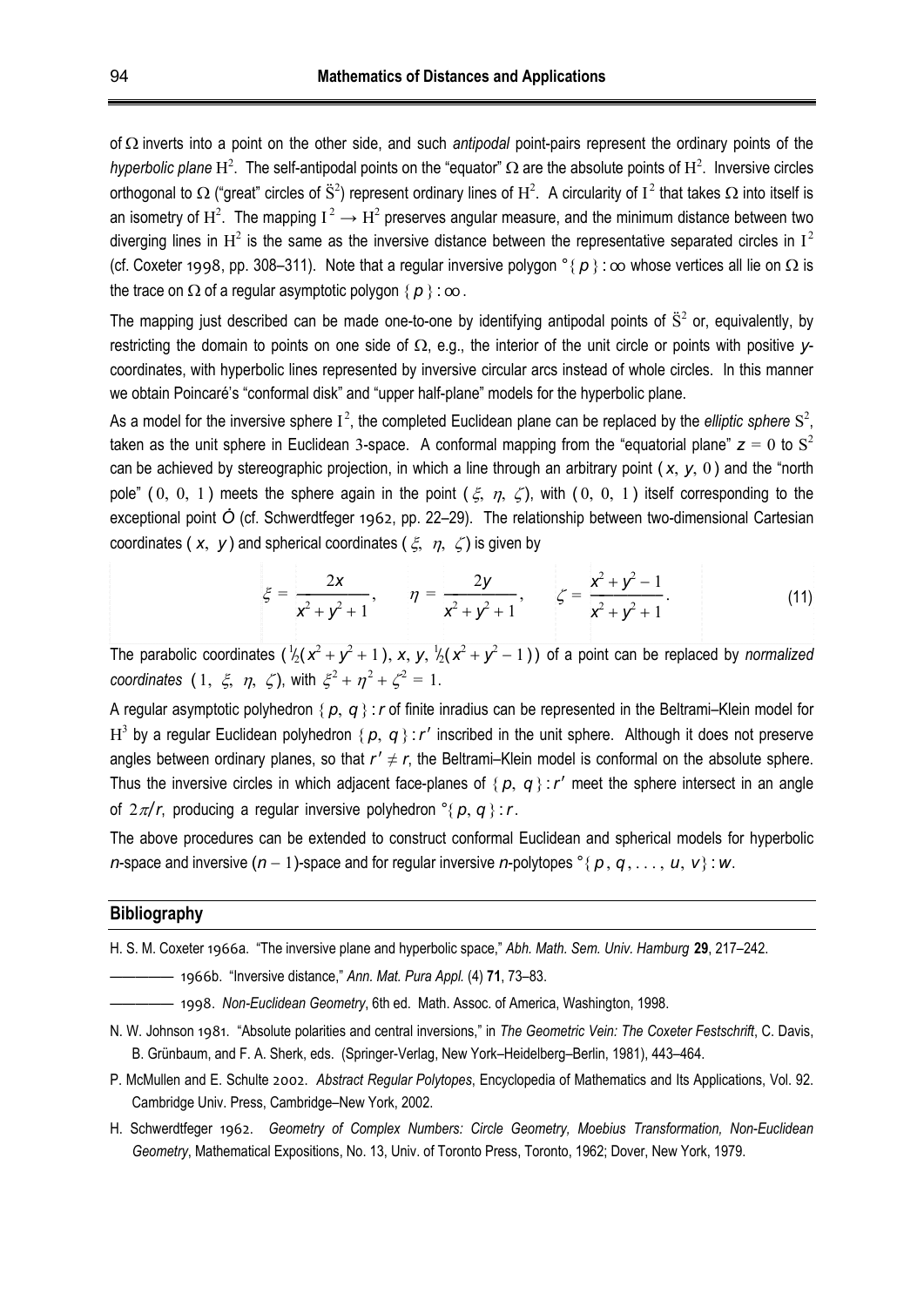of $\Omega$ inverts into a point on the other side, and such *antipodal* point-pairs represent the ordinary points of the *hyperbolic plane* $\mathrm{H}^2$. The self-antipodal points on the "equator" $\Omega$ are the absolute points of $\mathrm{H}^2$. Inversive circles orthogonal to $\Omega$ ("great" circles of $\ddot{\mathrm{S}}^2$) represent ordinary lines of $\mathrm{H}^2$. A circularity of $\mathrm{I}^2$ that takes $\Omega$ into itself is an isometry of $\mathrm{H}^2$. The mapping $\mathrm{I}^2 \to \mathrm{H}^2$ preserves angular measure, and the minimum distance between two diverging lines in $\mathrm{H}^2$ is the same as the inversive distance between the representative separated circles in $\mathrm{I}^2$ (cf. Coxeter 1998, pp. 308–311). Note that a regular inversive polygon $°\{p\}:\infty$ whose vertices all lie on $\Omega$ is the trace on $\Omega$ of a regular asymptotic polygon $\{p\}:\infty$.

The mapping just described can be made one-to-one by identifying antipodal points of $\ddot{\mathrm{S}}^2$ or, equivalently, by restricting the domain to points on one side of $\Omega$, e.g., the interior of the unit circle or points with positive $y$-coordinates, with hyperbolic lines represented by inversive circular arcs instead of whole circles. In this manner we obtain Poincaré's "conformal disk" and "upper half-plane" models for the hyperbolic plane.

As a model for the inversive sphere $\mathrm{I}^2$, the completed Euclidean plane can be replaced by the *elliptic sphere* $\mathrm{S}^2$, taken as the unit sphere in Euclidean 3-space. A conformal mapping from the "equatorial plane" $z = 0$ to $\mathrm{S}^2$ can be achieved by stereographic projection, in which a line through an arbitrary point $(x, y, 0)$ and the "north pole" $(0, 0, 1)$ meets the sphere again in the point $(\xi, \eta, \zeta)$, with $(0, 0, 1)$ itself corresponding to the exceptional point $\dot{O}$ (cf. Schwerdtfeger 1962, pp. 22–29). The relationship between two-dimensional Cartesian coordinates $(x, y)$ and spherical coordinates $(\xi, \eta, \zeta)$ is given by

$$\xi = \frac{2x}{x^2 + y^2 + 1}, \qquad \eta = \frac{2y}{x^2 + y^2 + 1}, \qquad \zeta = \frac{x^2 + y^2 - 1}{x^2 + y^2 + 1}. \tag{11}$$

The parabolic coordinates $(\tfrac{1}{2}(x^2 + y^2 + 1), x, y, \tfrac{1}{2}(x^2 + y^2 - 1))$ of a point can be replaced by *normalized coordinates* $(1, \xi, \eta, \zeta)$, with $\xi^2 + \eta^2 + \zeta^2 = 1$.

A regular asymptotic polyhedron $\{p, q\}:r$ of finite inradius can be represented in the Beltrami–Klein model for $\mathrm{H}^3$ by a regular Euclidean polyhedron $\{p, q\}:r'$ inscribed in the unit sphere. Although it does not preserve angles between ordinary planes, so that $r' \neq r$, the Beltrami–Klein model is conformal on the absolute sphere. Thus the inversive circles in which adjacent face-planes of $\{p, q\}:r'$ meet the sphere intersect in an angle of $2\pi/r$, producing a regular inversive polyhedron $°\{p, q\}:r$.

The above procedures can be extended to construct conformal Euclidean and spherical models for hyperbolic $n$-space and inversive $(n-1)$-space and for regular inversive $n$-polytopes $°\{p, q, \ldots, u, v\}:w$.

## Bibliography

H. S. M. Coxeter 1966a. "The inversive plane and hyperbolic space," *Abh. Math. Sem. Univ. Hamburg* **29**, 217–242.

———— 1966b. "Inversive distance," *Ann. Mat. Pura Appl.* (4) **71**, 73–83.

———— 1998. *Non-Euclidean Geometry*, 6th ed. Math. Assoc. of America, Washington, 1998.

N. W. Johnson 1981. "Absolute polarities and central inversions," in *The Geometric Vein: The Coxeter Festschrift*, C. Davis, B. Grünbaum, and F. A. Sherk, eds. (Springer-Verlag, New York–Heidelberg–Berlin, 1981), 443–464.

P. McMullen and E. Schulte 2002. *Abstract Regular Polytopes*, Encyclopedia of Mathematics and Its Applications, Vol. 92. Cambridge Univ. Press, Cambridge–New York, 2002.

H. Schwerdtfeger 1962. *Geometry of Complex Numbers: Circle Geometry, Moebius Transformation, Non-Euclidean Geometry*, Mathematical Expositions, No. 13, Univ. of Toronto Press, Toronto, 1962; Dover, New York, 1979.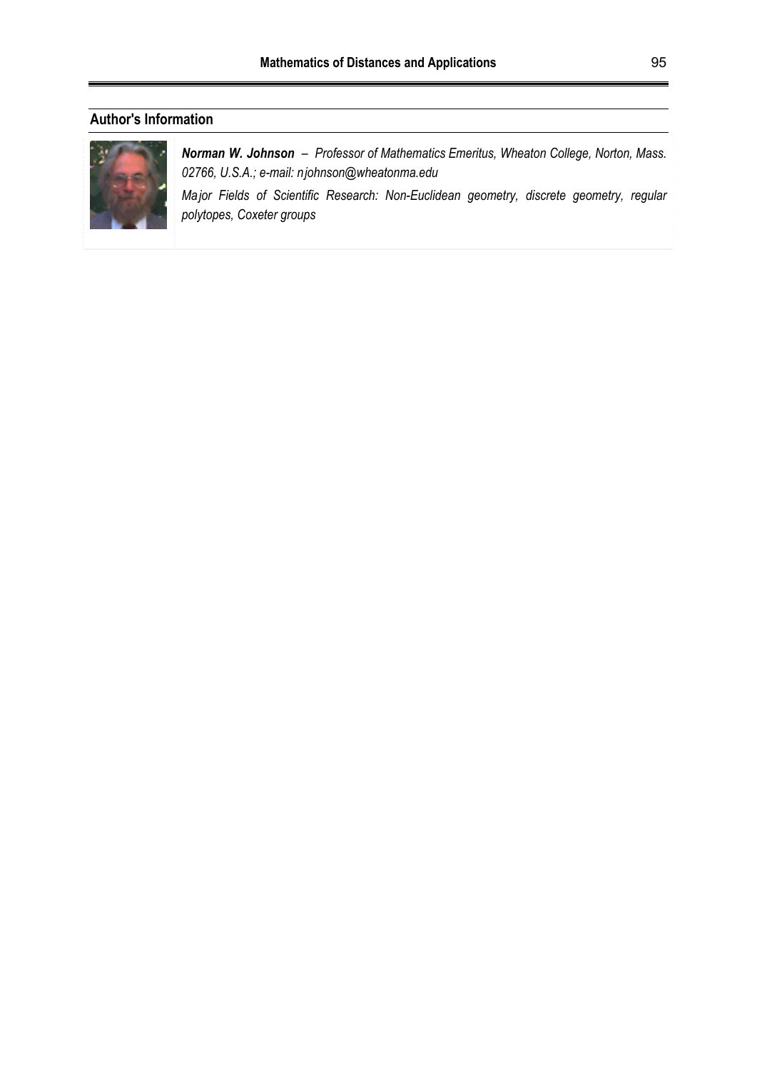## Author's Information

***Norman W. Johnson*** *– Professor of Mathematics Emeritus, Wheaton College, Norton, Mass. 02766, U.S.A.; e-mail: njohnson@wheatonma.edu*

*Major Fields of Scientific Research: Non-Euclidean geometry, discrete geometry, regular polytopes, Coxeter groups*